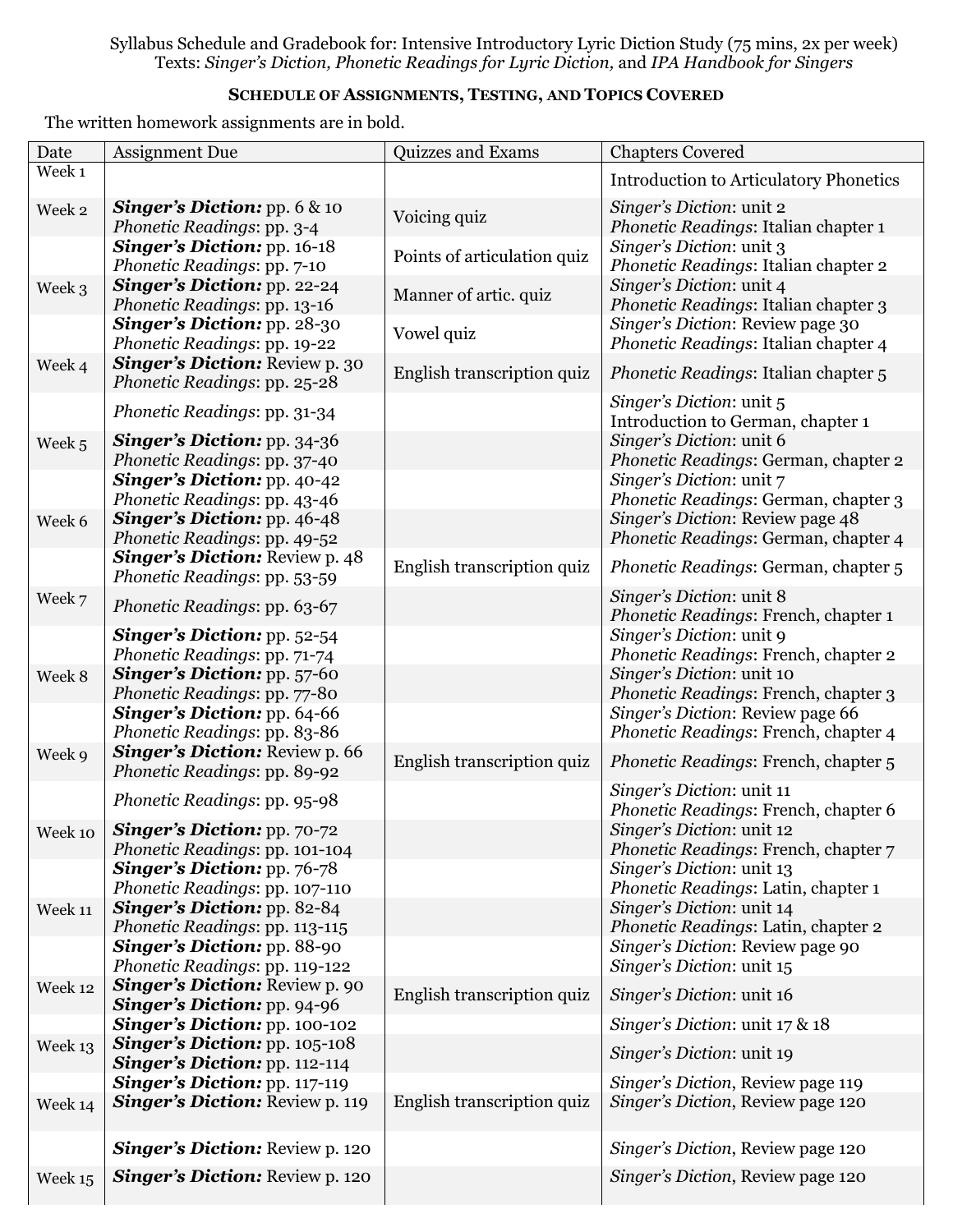Syllabus Schedule and Gradebook for: Intensive Introductory Lyric Diction Study (75 mins, 2x per week)
Texts: *Singer's Diction, Phonetic Readings for Lyric Diction,* and *IPA Handbook for Singers*

## Schedule of Assignments, Testing, and Topics Covered

The written homework assignments are in bold.

| Date | Assignment Due | Quizzes and Exams | Chapters Covered |
|---|---|---|---|
| Week 1 | | | Introduction to Articulatory Phonetics |
| Week 2 | ***Singer's Diction:*** **pp. 6 & 10**<br>*Phonetic Readings*: pp. 3-4 | Voicing quiz | *Singer's Diction*: unit 2<br>*Phonetic Readings*: Italian chapter 1 |
| | ***Singer's Diction:*** **pp. 16-18**<br>*Phonetic Readings*: pp. 7-10 | Points of articulation quiz | *Singer's Diction*: unit 3<br>*Phonetic Readings*: Italian chapter 2 |
| Week 3 | ***Singer's Diction:*** **pp. 22-24**<br>*Phonetic Readings*: pp. 13-16 | Manner of artic. quiz | *Singer's Diction*: unit 4<br>*Phonetic Readings*: Italian chapter 3 |
| | ***Singer's Diction:*** **pp. 28-30**<br>*Phonetic Readings*: pp. 19-22 | Vowel quiz | *Singer's Diction*: Review page 30<br>*Phonetic Readings*: Italian chapter 4 |
| Week 4 | ***Singer's Diction:*** **Review p. 30**<br>*Phonetic Readings*: pp. 25-28 | English transcription quiz | *Phonetic Readings*: Italian chapter 5 |
| | *Phonetic Readings*: pp. 31-34 | | *Singer's Diction*: unit 5<br>Introduction to German, chapter 1 |
| Week 5 | ***Singer's Diction:*** **pp. 34-36**<br>*Phonetic Readings*: pp. 37-40 | | *Singer's Diction*: unit 6<br>*Phonetic Readings*: German, chapter 2 |
| | ***Singer's Diction:*** **pp. 40-42**<br>*Phonetic Readings*: pp. 43-46 | | *Singer's Diction*: unit 7<br>*Phonetic Readings*: German, chapter 3 |
| Week 6 | ***Singer's Diction:*** **pp. 46-48**<br>*Phonetic Readings*: pp. 49-52 | | *Singer's Diction*: Review page 48<br>*Phonetic Readings*: German, chapter 4 |
| | ***Singer's Diction:*** **Review p. 48**<br>*Phonetic Readings*: pp. 53-59 | English transcription quiz | *Phonetic Readings*: German, chapter 5 |
| Week 7 | *Phonetic Readings*: pp. 63-67 | | *Singer's Diction*: unit 8<br>*Phonetic Readings*: French, chapter 1 |
| | ***Singer's Diction:*** **pp. 52-54**<br>*Phonetic Readings*: pp. 71-74 | | *Singer's Diction*: unit 9<br>*Phonetic Readings*: French, chapter 2 |
| Week 8 | ***Singer's Diction:*** **pp. 57-60**<br>*Phonetic Readings*: pp. 77-80 | | *Singer's Diction*: unit 10<br>*Phonetic Readings*: French, chapter 3 |
| | ***Singer's Diction:*** **pp. 64-66**<br>*Phonetic Readings*: pp. 83-86 | | *Singer's Diction*: Review page 66<br>*Phonetic Readings*: French, chapter 4 |
| Week 9 | ***Singer's Diction:*** **Review p. 66**<br>*Phonetic Readings*: pp. 89-92 | English transcription quiz | *Phonetic Readings*: French, chapter 5 |
| | *Phonetic Readings*: pp. 95-98 | | *Singer's Diction*: unit 11<br>*Phonetic Readings*: French, chapter 6 |
| Week 10 | ***Singer's Diction:*** **pp. 70-72**<br>*Phonetic Readings*: pp. 101-104 | | *Singer's Diction*: unit 12<br>*Phonetic Readings*: French, chapter 7 |
| | ***Singer's Diction:*** **pp. 76-78**<br>*Phonetic Readings*: pp. 107-110 | | *Singer's Diction*: unit 13<br>*Phonetic Readings*: Latin, chapter 1 |
| Week 11 | ***Singer's Diction:*** **pp. 82-84**<br>*Phonetic Readings*: pp. 113-115 | | *Singer's Diction*: unit 14<br>*Phonetic Readings*: Latin, chapter 2 |
| | ***Singer's Diction:*** **pp. 88-90**<br>*Phonetic Readings*: pp. 119-122 | | *Singer's Diction*: Review page 90<br>*Singer's Diction*: unit 15 |
| Week 12 | ***Singer's Diction:*** **Review p. 90**<br>***Singer's Diction:*** **pp. 94-96** | English transcription quiz | *Singer's Diction*: unit 16 |
| | ***Singer's Diction:*** **pp. 100-102** | | *Singer's Diction*: unit 17 & 18 |
| Week 13 | ***Singer's Diction:*** **pp. 105-108**<br>***Singer's Diction:*** **pp. 112-114** | | *Singer's Diction*: unit 19 |
| Week 14 | ***Singer's Diction:*** **pp. 117-119**<br>***Singer's Diction:*** **Review p. 119** | English transcription quiz | *Singer's Diction*, Review page 119<br>*Singer's Diction*, Review page 120 |
| | ***Singer's Diction:*** **Review p. 120** | | *Singer's Diction*, Review page 120 |
| Week 15 | ***Singer's Diction:*** **Review p. 120** | | *Singer's Diction*, Review page 120 |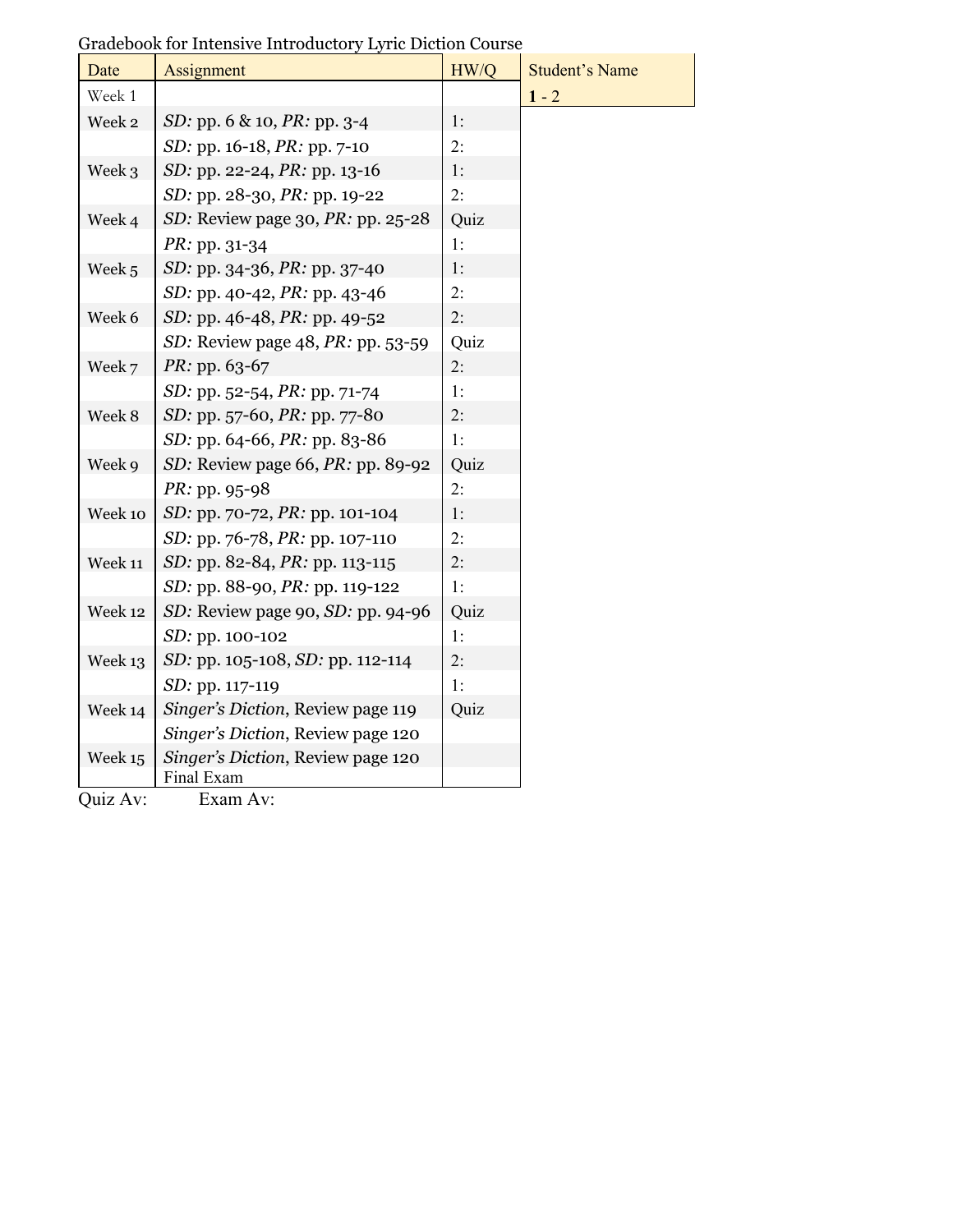Gradebook for Intensive Introductory Lyric Diction Course

| Date | Assignment | HW/Q | Student's Name |
|---|---|---|---|
| Week 1 | | | **1** - 2 |
| Week 2 | *SD:* pp. 6 & 10, *PR:* pp. 3-4 | 1: | |
| | *SD:* pp. 16-18, *PR:* pp. 7-10 | 2: | |
| Week 3 | *SD:* pp. 22-24, *PR:* pp. 13-16 | 1: | |
| | *SD:* pp. 28-30, *PR:* pp. 19-22 | 2: | |
| Week 4 | *SD:* Review page 30, *PR:* pp. 25-28 | Quiz | |
| | *PR:* pp. 31-34 | 1: | |
| Week 5 | *SD:* pp. 34-36, *PR:* pp. 37-40 | 1: | |
| | *SD:* pp. 40-42, *PR:* pp. 43-46 | 2: | |
| Week 6 | *SD:* pp. 46-48, *PR:* pp. 49-52 | 2: | |
| | *SD:* Review page 48, *PR:* pp. 53-59 | Quiz | |
| Week 7 | *PR:* pp. 63-67 | 2: | |
| | *SD:* pp. 52-54, *PR:* pp. 71-74 | 1: | |
| Week 8 | *SD:* pp. 57-60, *PR:* pp. 77-80 | 2: | |
| | *SD:* pp. 64-66, *PR:* pp. 83-86 | 1: | |
| Week 9 | *SD:* Review page 66, *PR:* pp. 89-92 | Quiz | |
| | *PR:* pp. 95-98 | 2: | |
| Week 10 | *SD:* pp. 70-72, *PR:* pp. 101-104 | 1: | |
| | *SD:* pp. 76-78, *PR:* pp. 107-110 | 2: | |
| Week 11 | *SD:* pp. 82-84, *PR:* pp. 113-115 | 2: | |
| | *SD:* pp. 88-90, *PR:* pp. 119-122 | 1: | |
| Week 12 | *SD:* Review page 90, *SD:* pp. 94-96 | Quiz | |
| | *SD:* pp. 100-102 | 1: | |
| Week 13 | *SD:* pp. 105-108, *SD:* pp. 112-114 | 2: | |
| | *SD:* pp. 117-119 | 1: | |
| Week 14 | *Singer's Diction*, Review page 119 | Quiz | |
| | *Singer's Diction*, Review page 120 | | |
| Week 15 | *Singer's Diction*, Review page 120 | | |
| | Final Exam | | |

Quiz Av: Exam Av: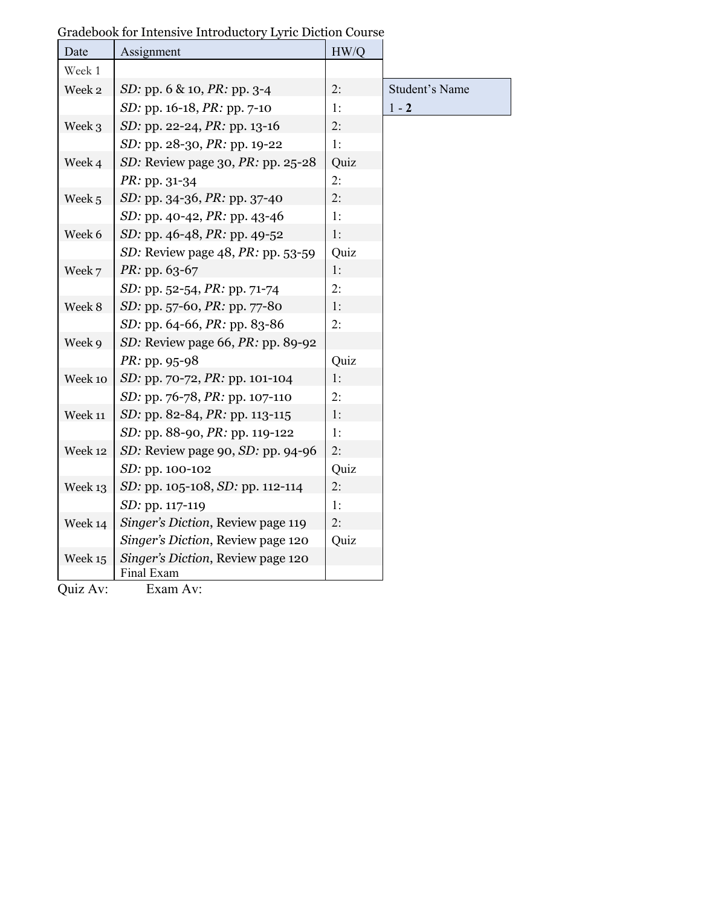Gradebook for Intensive Introductory Lyric Diction Course

| Date | Assignment | HW/Q |
|---|---|---|
| Week 1 | | |
| Week 2 | *SD:* pp. 6 & 10, *PR:* pp. 3-4 | 2: |
| | *SD:* pp. 16-18, *PR:* pp. 7-10 | 1: |
| Week 3 | *SD:* pp. 22-24, *PR:* pp. 13-16 | 2: |
| | *SD:* pp. 28-30, *PR:* pp. 19-22 | 1: |
| Week 4 | *SD:* Review page 30, *PR:* pp. 25-28 | Quiz |
| | *PR:* pp. 31-34 | 2: |
| Week 5 | *SD:* pp. 34-36, *PR:* pp. 37-40 | 2: |
| | *SD:* pp. 40-42, *PR:* pp. 43-46 | 1: |
| Week 6 | *SD:* pp. 46-48, *PR:* pp. 49-52 | 1: |
| | *SD:* Review page 48, *PR:* pp. 53-59 | Quiz |
| Week 7 | *PR:* pp. 63-67 | 1: |
| | *SD:* pp. 52-54, *PR:* pp. 71-74 | 2: |
| Week 8 | *SD:* pp. 57-60, *PR:* pp. 77-80 | 1: |
| | *SD:* pp. 64-66, *PR:* pp. 83-86 | 2: |
| Week 9 | *SD:* Review page 66, *PR:* pp. 89-92 | |
| | *PR:* pp. 95-98 | Quiz |
| Week 10 | *SD:* pp. 70-72, *PR:* pp. 101-104 | 1: |
| | *SD:* pp. 76-78, *PR:* pp. 107-110 | 2: |
| Week 11 | *SD:* pp. 82-84, *PR:* pp. 113-115 | 1: |
| | *SD:* pp. 88-90, *PR:* pp. 119-122 | 1: |
| Week 12 | *SD:* Review page 90, *SD:* pp. 94-96 | 2: |
| | *SD:* pp. 100-102 | Quiz |
| Week 13 | *SD:* pp. 105-108, *SD:* pp. 112-114 | 2: |
| | *SD:* pp. 117-119 | 1: |
| Week 14 | *Singer's Diction*, Review page 119 | 2: |
| | *Singer's Diction*, Review page 120 | Quiz |
| Week 15 | *Singer's Diction*, Review page 120 | |
| | Final Exam | |

| Student's Name |
|---|
| 1 - **2** |

Quiz Av: Exam Av: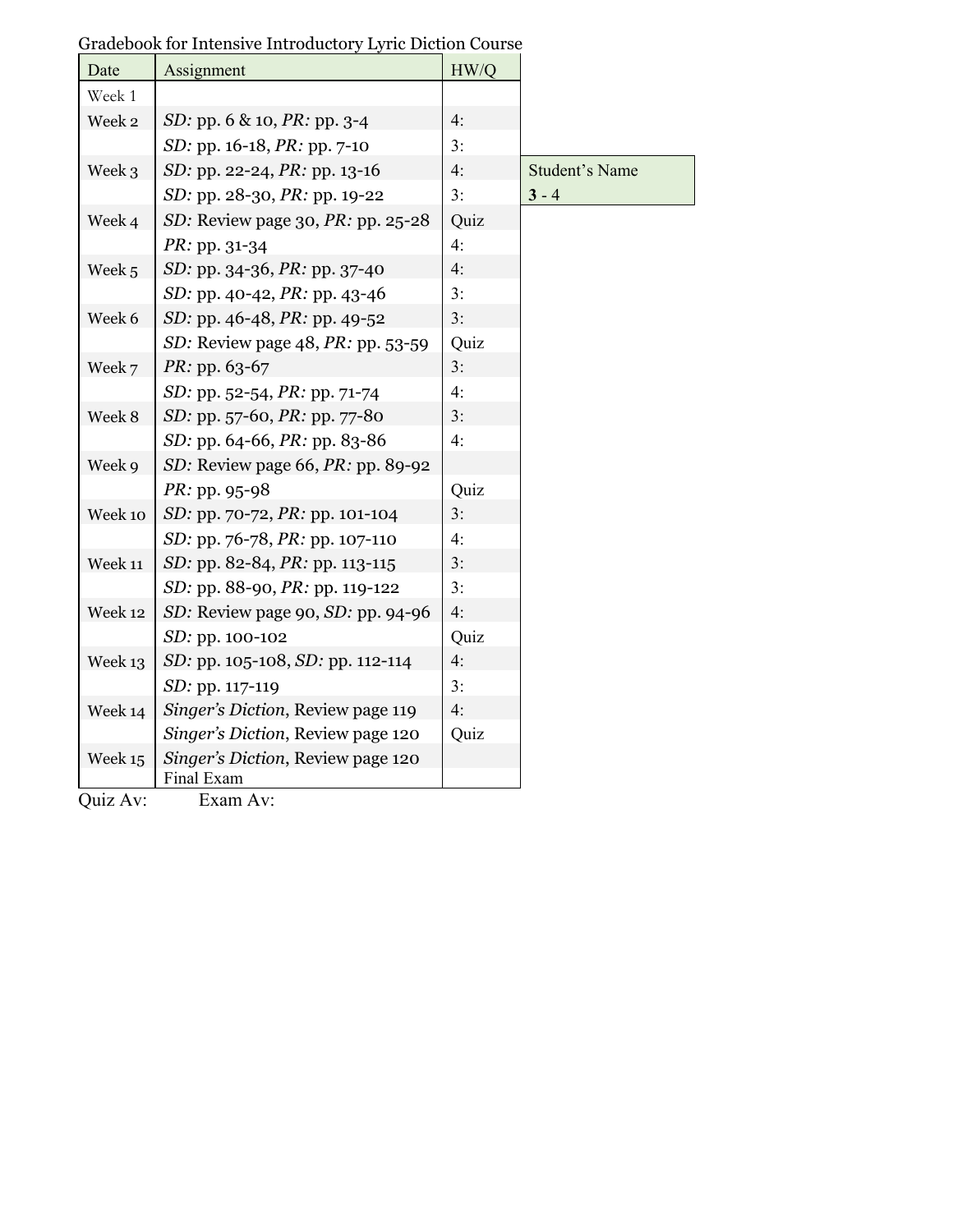Gradebook for Intensive Introductory Lyric Diction Course

| Date | Assignment | HW/Q |
|---|---|---|
| Week 1 | | |
| Week 2 | *SD:* pp. 6 & 10, *PR:* pp. 3-4 | 4: |
| | *SD:* pp. 16-18, *PR:* pp. 7-10 | 3: |
| Week 3 | *SD:* pp. 22-24, *PR:* pp. 13-16 | 4: |
| | *SD:* pp. 28-30, *PR:* pp. 19-22 | 3: |
| Week 4 | *SD:* Review page 30, *PR:* pp. 25-28 | Quiz |
| | *PR:* pp. 31-34 | 4: |
| Week 5 | *SD:* pp. 34-36, *PR:* pp. 37-40 | 4: |
| | *SD:* pp. 40-42, *PR:* pp. 43-46 | 3: |
| Week 6 | *SD:* pp. 46-48, *PR:* pp. 49-52 | 3: |
| | *SD:* Review page 48, *PR:* pp. 53-59 | Quiz |
| Week 7 | *PR:* pp. 63-67 | 3: |
| | *SD:* pp. 52-54, *PR:* pp. 71-74 | 4: |
| Week 8 | *SD:* pp. 57-60, *PR:* pp. 77-80 | 3: |
| | *SD:* pp. 64-66, *PR:* pp. 83-86 | 4: |
| Week 9 | *SD:* Review page 66, *PR:* pp. 89-92 | |
| | *PR:* pp. 95-98 | Quiz |
| Week 10 | *SD:* pp. 70-72, *PR:* pp. 101-104 | 3: |
| | *SD:* pp. 76-78, *PR:* pp. 107-110 | 4: |
| Week 11 | *SD:* pp. 82-84, *PR:* pp. 113-115 | 3: |
| | *SD:* pp. 88-90, *PR:* pp. 119-122 | 3: |
| Week 12 | *SD:* Review page 90, *SD:* pp. 94-96 | 4: |
| | *SD:* pp. 100-102 | Quiz |
| Week 13 | *SD:* pp. 105-108, *SD:* pp. 112-114 | 4: |
| | *SD:* pp. 117-119 | 3: |
| Week 14 | *Singer's Diction*, Review page 119 | 4: |
| | *Singer's Diction*, Review page 120 | Quiz |
| Week 15 | *Singer's Diction*, Review page 120 | |
| | Final Exam | |

Quiz Av: Exam Av:

| Student's Name |
|---|
| **3** - 4 |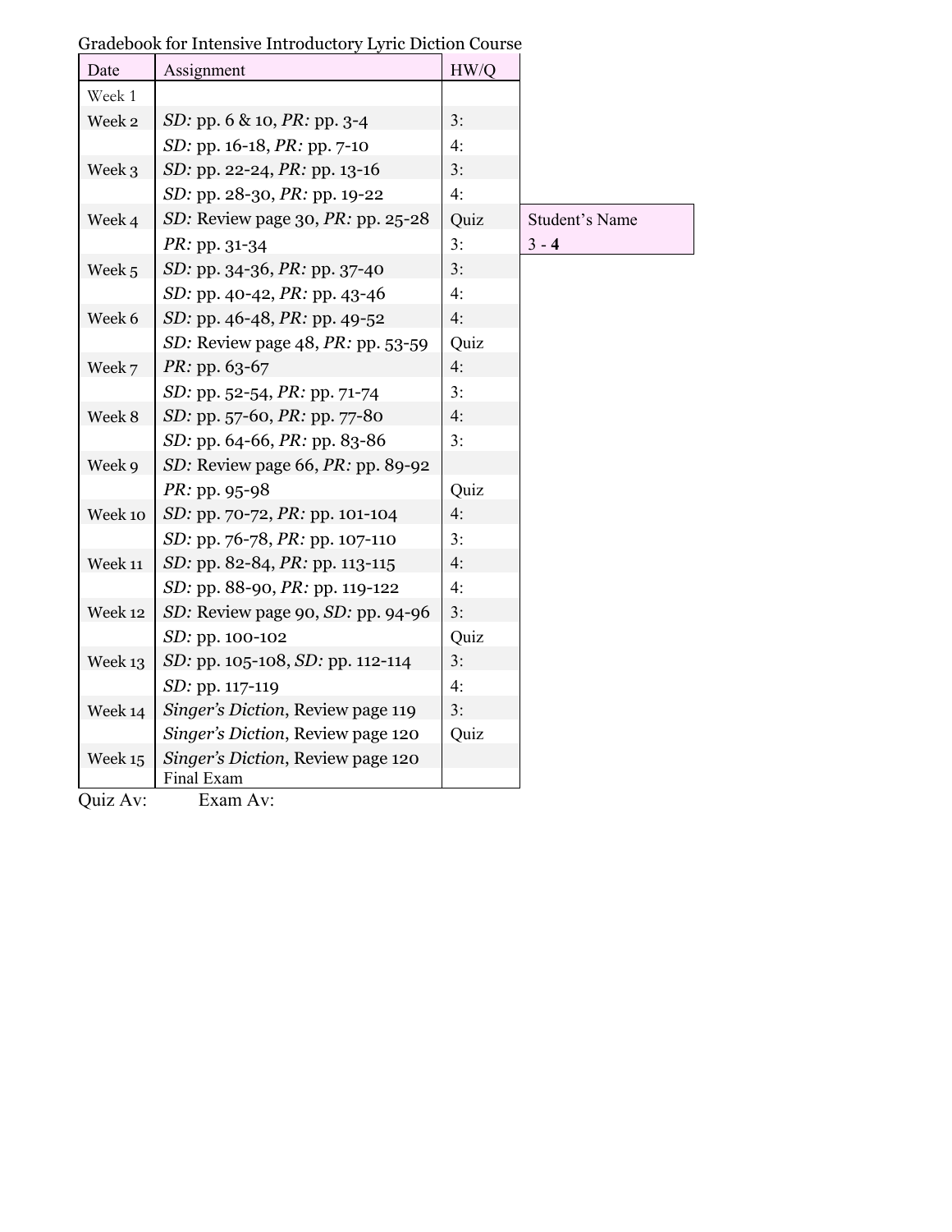Gradebook for Intensive Introductory Lyric Diction Course

| Date | Assignment | HW/Q |
|---|---|---|
| Week 1 | | |
| Week 2 | *SD:* pp. 6 & 10, *PR:* pp. 3-4 | 3: |
| | *SD:* pp. 16-18, *PR:* pp. 7-10 | 4: |
| Week 3 | *SD:* pp. 22-24, *PR:* pp. 13-16 | 3: |
| | *SD:* pp. 28-30, *PR:* pp. 19-22 | 4: |
| Week 4 | *SD:* Review page 30, *PR:* pp. 25-28 | Quiz |
| | *PR:* pp. 31-34 | 3: |
| Week 5 | *SD:* pp. 34-36, *PR:* pp. 37-40 | 3: |
| | *SD:* pp. 40-42, *PR:* pp. 43-46 | 4: |
| Week 6 | *SD:* pp. 46-48, *PR:* pp. 49-52 | 4: |
| | *SD:* Review page 48, *PR:* pp. 53-59 | Quiz |
| Week 7 | *PR:* pp. 63-67 | 4: |
| | *SD:* pp. 52-54, *PR:* pp. 71-74 | 3: |
| Week 8 | *SD:* pp. 57-60, *PR:* pp. 77-80 | 4: |
| | *SD:* pp. 64-66, *PR:* pp. 83-86 | 3: |
| Week 9 | *SD:* Review page 66, *PR:* pp. 89-92 | |
| | *PR:* pp. 95-98 | Quiz |
| Week 10 | *SD:* pp. 70-72, *PR:* pp. 101-104 | 4: |
| | *SD:* pp. 76-78, *PR:* pp. 107-110 | 3: |
| Week 11 | *SD:* pp. 82-84, *PR:* pp. 113-115 | 4: |
| | *SD:* pp. 88-90, *PR:* pp. 119-122 | 4: |
| Week 12 | *SD:* Review page 90, *SD:* pp. 94-96 | 3: |
| | *SD:* pp. 100-102 | Quiz |
| Week 13 | *SD:* pp. 105-108, *SD:* pp. 112-114 | 3: |
| | *SD:* pp. 117-119 | 4: |
| Week 14 | *Singer's Diction*, Review page 119 | 3: |
| | *Singer's Diction*, Review page 120 | Quiz |
| Week 15 | *Singer's Diction*, Review page 120 | |
| | Final Exam | |

Quiz Av: Exam Av:

| Student's Name |
|---|
| 3 - **4** |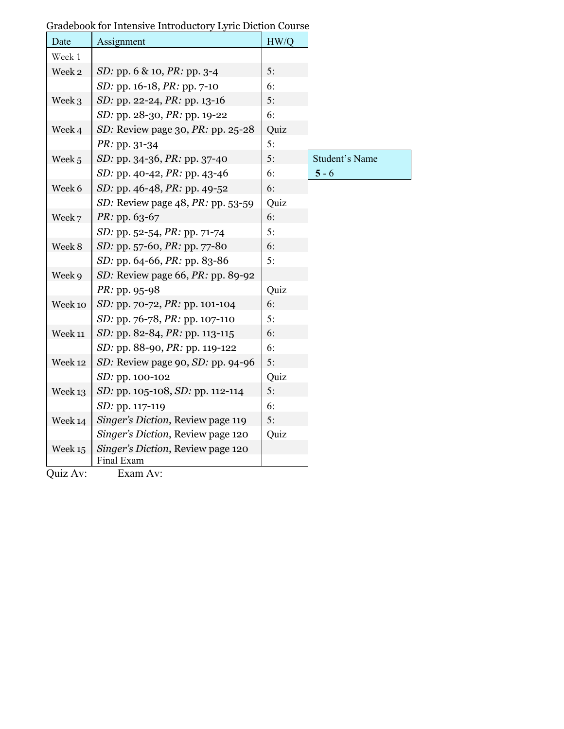Gradebook for Intensive Introductory Lyric Diction Course

| Date | Assignment | HW/Q |
|---|---|---|
| Week 1 | | |
| Week 2 | *SD:* pp. 6 & 10, *PR:* pp. 3-4 | 5: |
| | *SD:* pp. 16-18, *PR:* pp. 7-10 | 6: |
| Week 3 | *SD:* pp. 22-24, *PR:* pp. 13-16 | 5: |
| | *SD:* pp. 28-30, *PR:* pp. 19-22 | 6: |
| Week 4 | *SD:* Review page 30, *PR:* pp. 25-28 | Quiz |
| | *PR:* pp. 31-34 | 5: |
| Week 5 | *SD:* pp. 34-36, *PR:* pp. 37-40 | 5: |
| | *SD:* pp. 40-42, *PR:* pp. 43-46 | 6: |
| Week 6 | *SD:* pp. 46-48, *PR:* pp. 49-52 | 6: |
| | *SD:* Review page 48, *PR:* pp. 53-59 | Quiz |
| Week 7 | *PR:* pp. 63-67 | 6: |
| | *SD:* pp. 52-54, *PR:* pp. 71-74 | 5: |
| Week 8 | *SD:* pp. 57-60, *PR:* pp. 77-80 | 6: |
| | *SD:* pp. 64-66, *PR:* pp. 83-86 | 5: |
| Week 9 | *SD:* Review page 66, *PR:* pp. 89-92 | |
| | *PR:* pp. 95-98 | Quiz |
| Week 10 | *SD:* pp. 70-72, *PR:* pp. 101-104 | 6: |
| | *SD:* pp. 76-78, *PR:* pp. 107-110 | 5: |
| Week 11 | *SD:* pp. 82-84, *PR:* pp. 113-115 | 6: |
| | *SD:* pp. 88-90, *PR:* pp. 119-122 | 6: |
| Week 12 | *SD:* Review page 90, *SD:* pp. 94-96 | 5: |
| | *SD:* pp. 100-102 | Quiz |
| Week 13 | *SD:* pp. 105-108, *SD:* pp. 112-114 | 5: |
| | *SD:* pp. 117-119 | 6: |
| Week 14 | *Singer's Diction*, Review page 119 | 5: |
| | *Singer's Diction*, Review page 120 | Quiz |
| Week 15 | *Singer's Diction*, Review page 120 | |
| | Final Exam | |

| Student's Name |
|---|
| **5** - 6 |

Quiz Av: Exam Av: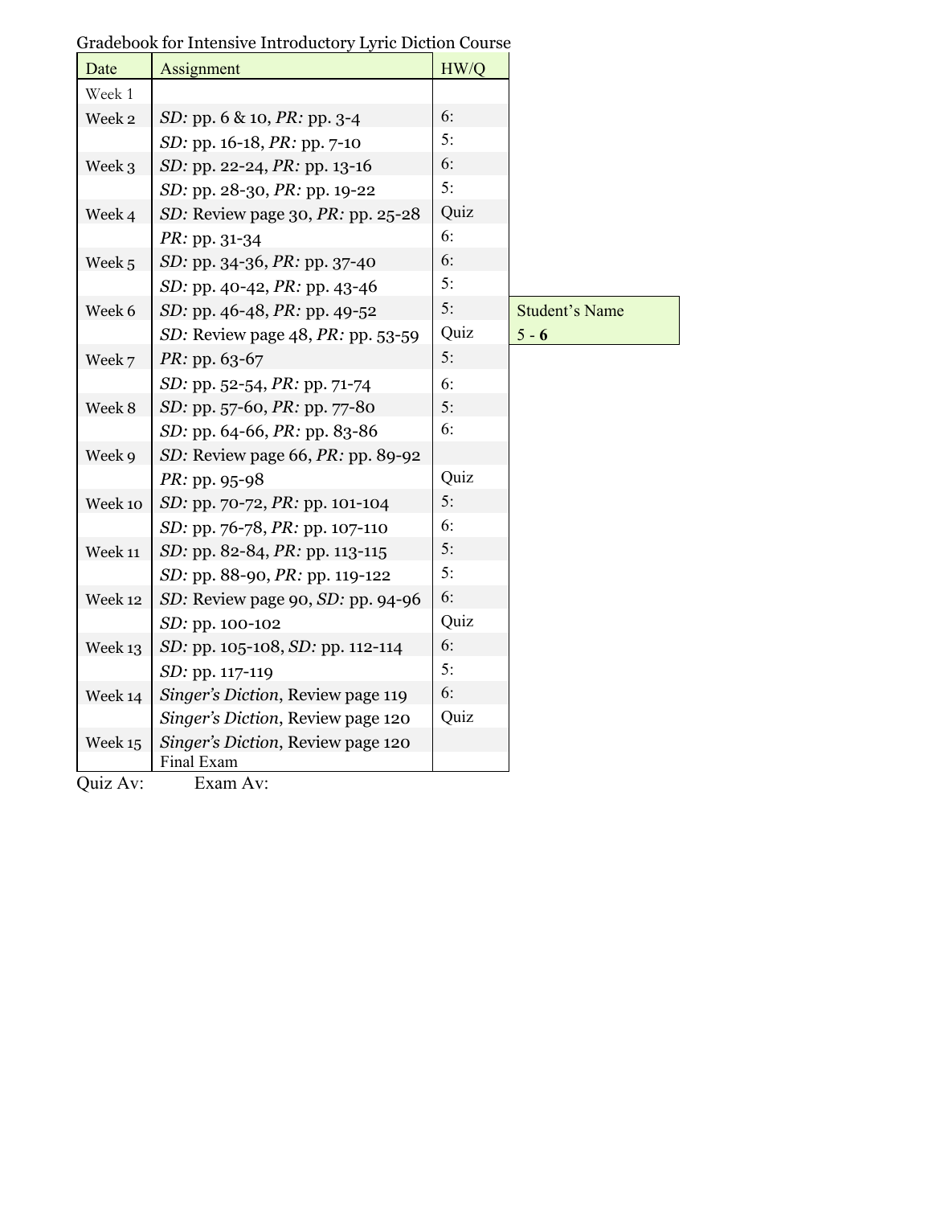Gradebook for Intensive Introductory Lyric Diction Course

| Date | Assignment | HW/Q |
|---|---|---|
| Week 1 | | |
| Week 2 | *SD:* pp. 6 & 10, *PR:* pp. 3-4 | 6: |
| | *SD:* pp. 16-18, *PR:* pp. 7-10 | 5: |
| Week 3 | *SD:* pp. 22-24, *PR:* pp. 13-16 | 6: |
| | *SD:* pp. 28-30, *PR:* pp. 19-22 | 5: |
| Week 4 | *SD:* Review page 30, *PR:* pp. 25-28 | Quiz |
| | *PR:* pp. 31-34 | 6: |
| Week 5 | *SD:* pp. 34-36, *PR:* pp. 37-40 | 6: |
| | *SD:* pp. 40-42, *PR:* pp. 43-46 | 5: |
| Week 6 | *SD:* pp. 46-48, *PR:* pp. 49-52 | 5: |
| | *SD:* Review page 48, *PR:* pp. 53-59 | Quiz |
| Week 7 | *PR:* pp. 63-67 | 5: |
| | *SD:* pp. 52-54, *PR:* pp. 71-74 | 6: |
| Week 8 | *SD:* pp. 57-60, *PR:* pp. 77-80 | 5: |
| | *SD:* pp. 64-66, *PR:* pp. 83-86 | 6: |
| Week 9 | *SD:* Review page 66, *PR:* pp. 89-92 | |
| | *PR:* pp. 95-98 | Quiz |
| Week 10 | *SD:* pp. 70-72, *PR:* pp. 101-104 | 5: |
| | *SD:* pp. 76-78, *PR:* pp. 107-110 | 6: |
| Week 11 | *SD:* pp. 82-84, *PR:* pp. 113-115 | 5: |
| | *SD:* pp. 88-90, *PR:* pp. 119-122 | 5: |
| Week 12 | *SD:* Review page 90, *SD:* pp. 94-96 | 6: |
| | *SD:* pp. 100-102 | Quiz |
| Week 13 | *SD:* pp. 105-108, *SD:* pp. 112-114 | 6: |
| | *SD:* pp. 117-119 | 5: |
| Week 14 | *Singer's Diction*, Review page 119 | 6: |
| | *Singer's Diction*, Review page 120 | Quiz |
| Week 15 | *Singer's Diction*, Review page 120 | |
| | Final Exam | |

Quiz Av: Exam Av:

| Student's Name |
|---|
| 5 - **6** |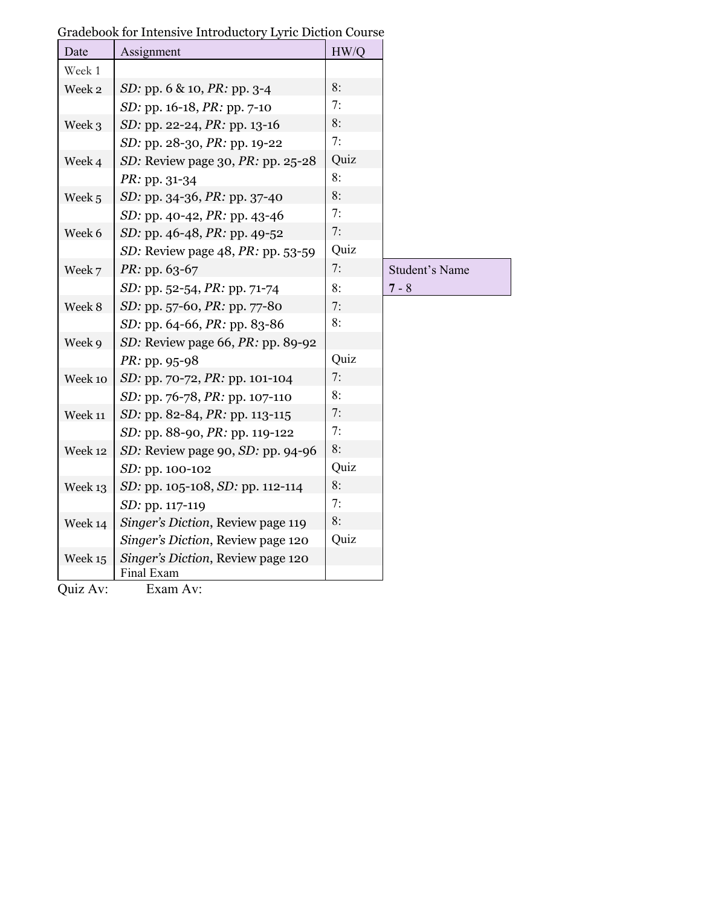Gradebook for Intensive Introductory Lyric Diction Course

| Date | Assignment | HW/Q |
|---|---|---|
| Week 1 | | |
| Week 2 | *SD:* pp. 6 & 10, *PR:* pp. 3-4 | 8: |
| | *SD:* pp. 16-18, *PR:* pp. 7-10 | 7: |
| Week 3 | *SD:* pp. 22-24, *PR:* pp. 13-16 | 8: |
| | *SD:* pp. 28-30, *PR:* pp. 19-22 | 7: |
| Week 4 | *SD:* Review page 30, *PR:* pp. 25-28 | Quiz |
| | *PR:* pp. 31-34 | 8: |
| Week 5 | *SD:* pp. 34-36, *PR:* pp. 37-40 | 8: |
| | *SD:* pp. 40-42, *PR:* pp. 43-46 | 7: |
| Week 6 | *SD:* pp. 46-48, *PR:* pp. 49-52 | 7: |
| | *SD:* Review page 48, *PR:* pp. 53-59 | Quiz |
| Week 7 | *PR:* pp. 63-67 | 7: |
| | *SD:* pp. 52-54, *PR:* pp. 71-74 | 8: |
| Week 8 | *SD:* pp. 57-60, *PR:* pp. 77-80 | 7: |
| | *SD:* pp. 64-66, *PR:* pp. 83-86 | 8: |
| Week 9 | *SD:* Review page 66, *PR:* pp. 89-92 | |
| | *PR:* pp. 95-98 | Quiz |
| Week 10 | *SD:* pp. 70-72, *PR:* pp. 101-104 | 7: |
| | *SD:* pp. 76-78, *PR:* pp. 107-110 | 8: |
| Week 11 | *SD:* pp. 82-84, *PR:* pp. 113-115 | 7: |
| | *SD:* pp. 88-90, *PR:* pp. 119-122 | 7: |
| Week 12 | *SD:* Review page 90, *SD:* pp. 94-96 | 8: |
| | *SD:* pp. 100-102 | Quiz |
| Week 13 | *SD:* pp. 105-108, *SD:* pp. 112-114 | 8: |
| | *SD:* pp. 117-119 | 7: |
| Week 14 | *Singer's Diction*, Review page 119 | 8: |
| | *Singer's Diction*, Review page 120 | Quiz |
| Week 15 | *Singer's Diction*, Review page 120 | |
| | Final Exam | |

Quiz Av: Exam Av:

| Student's Name |
|---|
| **7** - 8 |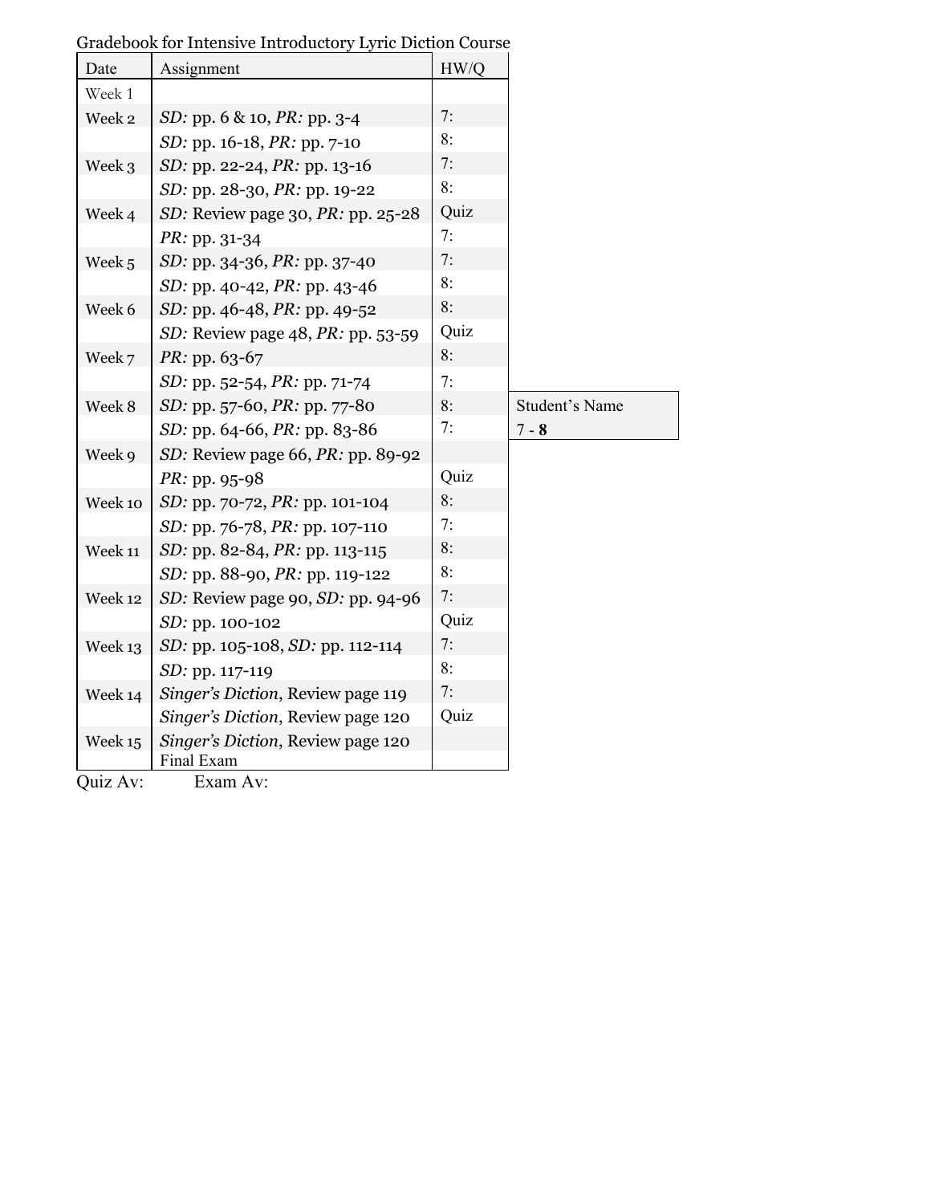Gradebook for Intensive Introductory Lyric Diction Course

| Date | Assignment | HW/Q | |
|---|---|---|---|
| Week 1 | | | |
| Week 2 | *SD:* pp. 6 & 10, *PR:* pp. 3-4 | 7: | |
| | *SD:* pp. 16-18, *PR:* pp. 7-10 | 8: | |
| Week 3 | *SD:* pp. 22-24, *PR:* pp. 13-16 | 7: | |
| | *SD:* pp. 28-30, *PR:* pp. 19-22 | 8: | |
| Week 4 | *SD:* Review page 30, *PR:* pp. 25-28 | Quiz | |
| | *PR:* pp. 31-34 | 7: | |
| Week 5 | *SD:* pp. 34-36, *PR:* pp. 37-40 | 7: | |
| | *SD:* pp. 40-42, *PR:* pp. 43-46 | 8: | |
| Week 6 | *SD:* pp. 46-48, *PR:* pp. 49-52 | 8: | |
| | *SD:* Review page 48, *PR:* pp. 53-59 | Quiz | |
| Week 7 | *PR:* pp. 63-67 | 8: | |
| | *SD:* pp. 52-54, *PR:* pp. 71-74 | 7: | |
| Week 8 | *SD:* pp. 57-60, *PR:* pp. 77-80 | 8: | Student's Name |
| | *SD:* pp. 64-66, *PR:* pp. 83-86 | 7: | 7 - **8** |
| Week 9 | *SD:* Review page 66, *PR:* pp. 89-92 | | |
| | *PR:* pp. 95-98 | Quiz | |
| Week 10 | *SD:* pp. 70-72, *PR:* pp. 101-104 | 8: | |
| | *SD:* pp. 76-78, *PR:* pp. 107-110 | 7: | |
| Week 11 | *SD:* pp. 82-84, *PR:* pp. 113-115 | 8: | |
| | *SD:* pp. 88-90, *PR:* pp. 119-122 | 8: | |
| Week 12 | *SD:* Review page 90, *SD:* pp. 94-96 | 7: | |
| | *SD:* pp. 100-102 | Quiz | |
| Week 13 | *SD:* pp. 105-108, *SD:* pp. 112-114 | 7: | |
| | *SD:* pp. 117-119 | 8: | |
| Week 14 | *Singer's Diction*, Review page 119 | 7: | |
| | *Singer's Diction*, Review page 120 | Quiz | |
| Week 15 | *Singer's Diction*, Review page 120 | | |
| | Final Exam | | |

Quiz Av: Exam Av: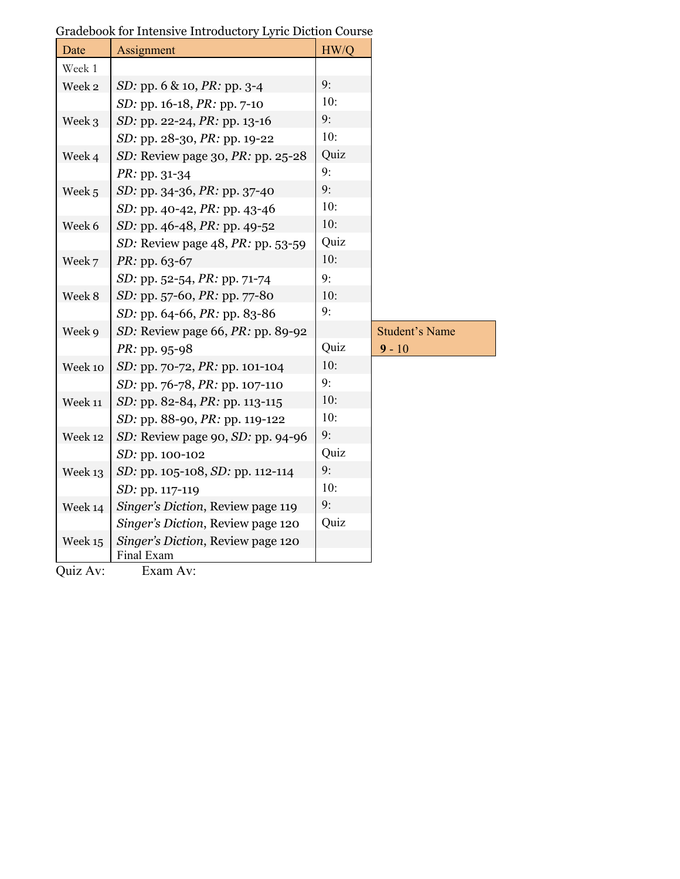Gradebook for Intensive Introductory Lyric Diction Course

| Date | Assignment | HW/Q |
|---|---|---|
| Week 1 | | |
| Week 2 | *SD:* pp. 6 & 10, *PR:* pp. 3-4 | 9: |
| | *SD:* pp. 16-18, *PR:* pp. 7-10 | 10: |
| Week 3 | *SD:* pp. 22-24, *PR:* pp. 13-16 | 9: |
| | *SD:* pp. 28-30, *PR:* pp. 19-22 | 10: |
| Week 4 | *SD:* Review page 30, *PR:* pp. 25-28 | Quiz |
| | *PR:* pp. 31-34 | 9: |
| Week 5 | *SD:* pp. 34-36, *PR:* pp. 37-40 | 9: |
| | *SD:* pp. 40-42, *PR:* pp. 43-46 | 10: |
| Week 6 | *SD:* pp. 46-48, *PR:* pp. 49-52 | 10: |
| | *SD:* Review page 48, *PR:* pp. 53-59 | Quiz |
| Week 7 | *PR:* pp. 63-67 | 10: |
| | *SD:* pp. 52-54, *PR:* pp. 71-74 | 9: |
| Week 8 | *SD:* pp. 57-60, *PR:* pp. 77-80 | 10: |
| | *SD:* pp. 64-66, *PR:* pp. 83-86 | 9: |
| Week 9 | *SD:* Review page 66, *PR:* pp. 89-92 | |
| | *PR:* pp. 95-98 | Quiz |
| Week 10 | *SD:* pp. 70-72, *PR:* pp. 101-104 | 10: |
| | *SD:* pp. 76-78, *PR:* pp. 107-110 | 9: |
| Week 11 | *SD:* pp. 82-84, *PR:* pp. 113-115 | 10: |
| | *SD:* pp. 88-90, *PR:* pp. 119-122 | 10: |
| Week 12 | *SD:* Review page 90, *SD:* pp. 94-96 | 9: |
| | *SD:* pp. 100-102 | Quiz |
| Week 13 | *SD:* pp. 105-108, *SD:* pp. 112-114 | 9: |
| | *SD:* pp. 117-119 | 10: |
| Week 14 | *Singer's Diction*, Review page 119 | 9: |
| | *Singer's Diction*, Review page 120 | Quiz |
| Week 15 | *Singer's Diction*, Review page 120 | |
| | Final Exam | |

Quiz Av: Exam Av:

| Student's Name |
|---|
| **9** - 10 |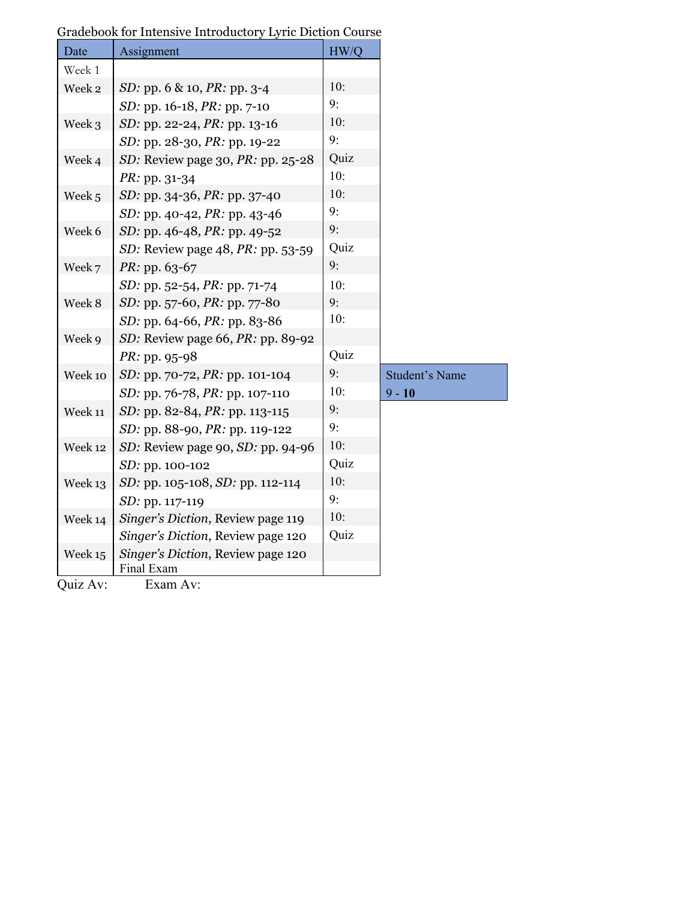Gradebook for Intensive Introductory Lyric Diction Course

| Date | Assignment | HW/Q |
| --- | --- | --- |
| Week 1 | | |
| Week 2 | *SD:* pp. 6 & 10, *PR:* pp. 3-4 | 10: |
| | *SD:* pp. 16-18, *PR:* pp. 7-10 | 9: |
| Week 3 | *SD:* pp. 22-24, *PR:* pp. 13-16 | 10: |
| | *SD:* pp. 28-30, *PR:* pp. 19-22 | 9: |
| Week 4 | *SD:* Review page 30, *PR:* pp. 25-28 | Quiz |
| | *PR:* pp. 31-34 | 10: |
| Week 5 | *SD:* pp. 34-36, *PR:* pp. 37-40 | 10: |
| | *SD:* pp. 40-42, *PR:* pp. 43-46 | 9: |
| Week 6 | *SD:* pp. 46-48, *PR:* pp. 49-52 | 9: |
| | *SD:* Review page 48, *PR:* pp. 53-59 | Quiz |
| Week 7 | *PR:* pp. 63-67 | 9: |
| | *SD:* pp. 52-54, *PR:* pp. 71-74 | 10: |
| Week 8 | *SD:* pp. 57-60, *PR:* pp. 77-80 | 9: |
| | *SD:* pp. 64-66, *PR:* pp. 83-86 | 10: |
| Week 9 | *SD:* Review page 66, *PR:* pp. 89-92 | |
| | *PR:* pp. 95-98 | Quiz |
| Week 10 | *SD:* pp. 70-72, *PR:* pp. 101-104 | 9: |
| | *SD:* pp. 76-78, *PR:* pp. 107-110 | 10: |
| Week 11 | *SD:* pp. 82-84, *PR:* pp. 113-115 | 9: |
| | *SD:* pp. 88-90, *PR:* pp. 119-122 | 9: |
| Week 12 | *SD:* Review page 90, *SD:* pp. 94-96 | 10: |
| | *SD:* pp. 100-102 | Quiz |
| Week 13 | *SD:* pp. 105-108, *SD:* pp. 112-114 | 10: |
| | *SD:* pp. 117-119 | 9: |
| Week 14 | *Singer's Diction*, Review page 119 | 10: |
| | *Singer's Diction*, Review page 120 | Quiz |
| Week 15 | *Singer's Diction*, Review page 120 | |
| | Final Exam | |

Quiz Av: Exam Av:

| Student's Name |
| --- |
| 9 - **10** |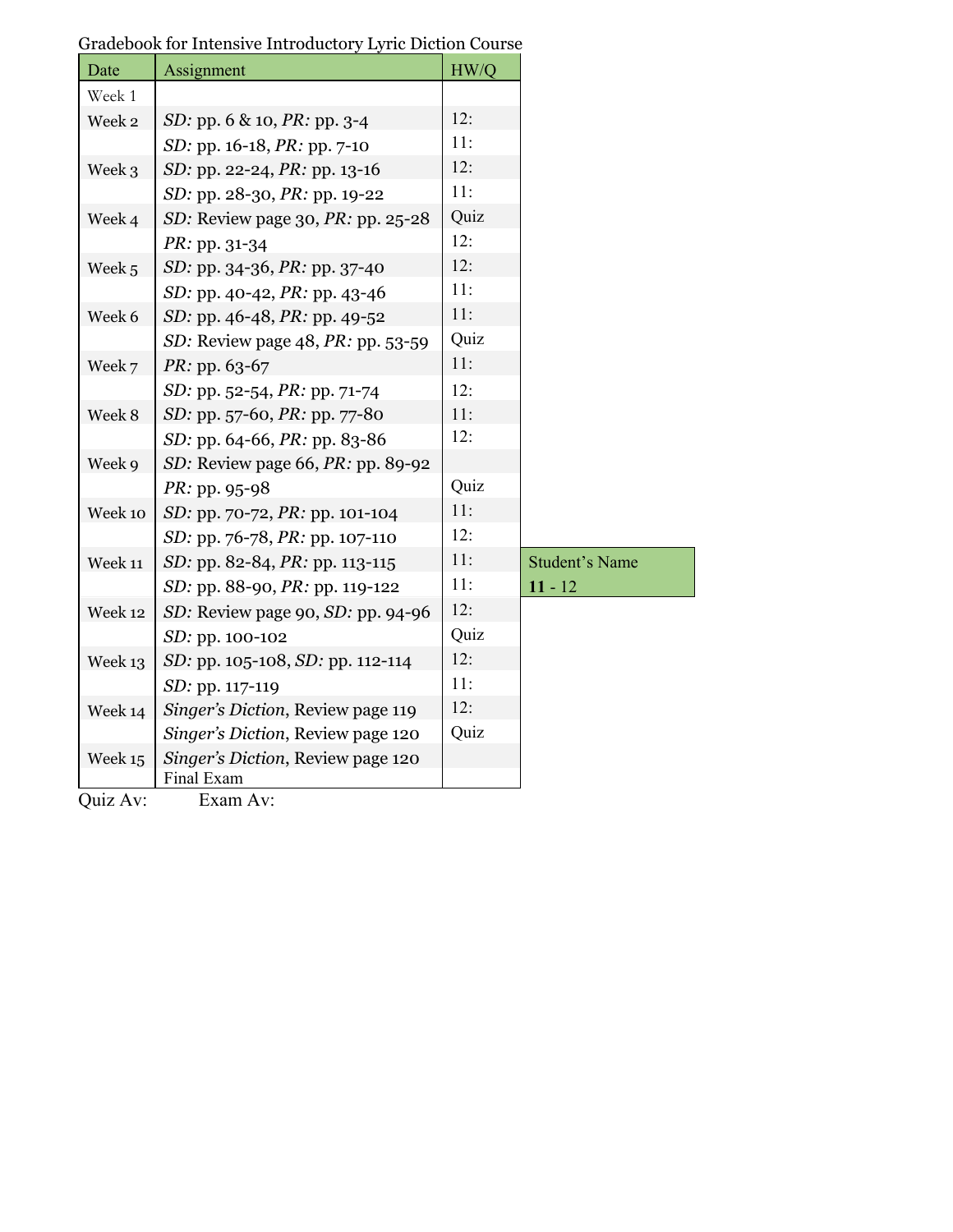Gradebook for Intensive Introductory Lyric Diction Course

| Date | Assignment | HW/Q |
|---|---|---|
| Week 1 | | |
| Week 2 | *SD:* pp. 6 & 10, *PR:* pp. 3-4 | 12: |
| | *SD:* pp. 16-18, *PR:* pp. 7-10 | 11: |
| Week 3 | *SD:* pp. 22-24, *PR:* pp. 13-16 | 12: |
| | *SD:* pp. 28-30, *PR:* pp. 19-22 | 11: |
| Week 4 | *SD:* Review page 30, *PR:* pp. 25-28 | Quiz |
| | *PR:* pp. 31-34 | 12: |
| Week 5 | *SD:* pp. 34-36, *PR:* pp. 37-40 | 12: |
| | *SD:* pp. 40-42, *PR:* pp. 43-46 | 11: |
| Week 6 | *SD:* pp. 46-48, *PR:* pp. 49-52 | 11: |
| | *SD:* Review page 48, *PR:* pp. 53-59 | Quiz |
| Week 7 | *PR:* pp. 63-67 | 11: |
| | *SD:* pp. 52-54, *PR:* pp. 71-74 | 12: |
| Week 8 | *SD:* pp. 57-60, *PR:* pp. 77-80 | 11: |
| | *SD:* pp. 64-66, *PR:* pp. 83-86 | 12: |
| Week 9 | *SD:* Review page 66, *PR:* pp. 89-92 | |
| | *PR:* pp. 95-98 | Quiz |
| Week 10 | *SD:* pp. 70-72, *PR:* pp. 101-104 | 11: |
| | *SD:* pp. 76-78, *PR:* pp. 107-110 | 12: |
| Week 11 | *SD:* pp. 82-84, *PR:* pp. 113-115 | 11: |
| | *SD:* pp. 88-90, *PR:* pp. 119-122 | 11: |
| Week 12 | *SD:* Review page 90, *SD:* pp. 94-96 | 12: |
| | *SD:* pp. 100-102 | Quiz |
| Week 13 | *SD:* pp. 105-108, *SD:* pp. 112-114 | 12: |
| | *SD:* pp. 117-119 | 11: |
| Week 14 | *Singer's Diction*, Review page 119 | 12: |
| | *Singer's Diction*, Review page 120 | Quiz |
| Week 15 | *Singer's Diction*, Review page 120 | |
| | Final Exam | |

| Student's Name |
|---|
| **11** - 12 |

Quiz Av: Exam Av: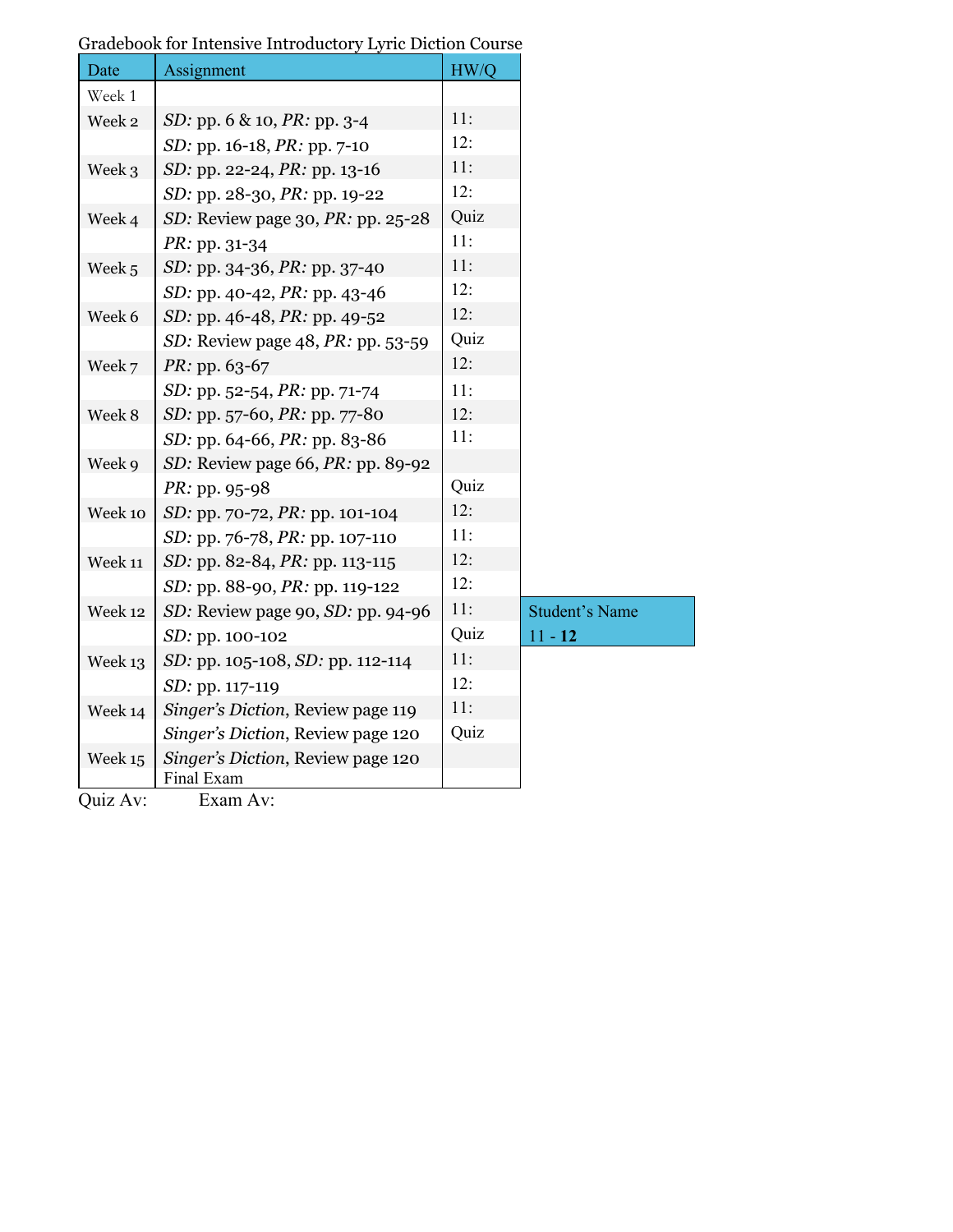Gradebook for Intensive Introductory Lyric Diction Course

| Date | Assignment | HW/Q |
|---|---|---|
| Week 1 | | |
| Week 2 | *SD:* pp. 6 & 10, *PR:* pp. 3-4 | 11: |
| | *SD:* pp. 16-18, *PR:* pp. 7-10 | 12: |
| Week 3 | *SD:* pp. 22-24, *PR:* pp. 13-16 | 11: |
| | *SD:* pp. 28-30, *PR:* pp. 19-22 | 12: |
| Week 4 | *SD:* Review page 30, *PR:* pp. 25-28 | Quiz |
| | *PR:* pp. 31-34 | 11: |
| Week 5 | *SD:* pp. 34-36, *PR:* pp. 37-40 | 11: |
| | *SD:* pp. 40-42, *PR:* pp. 43-46 | 12: |
| Week 6 | *SD:* pp. 46-48, *PR:* pp. 49-52 | 12: |
| | *SD:* Review page 48, *PR:* pp. 53-59 | Quiz |
| Week 7 | *PR:* pp. 63-67 | 12: |
| | *SD:* pp. 52-54, *PR:* pp. 71-74 | 11: |
| Week 8 | *SD:* pp. 57-60, *PR:* pp. 77-80 | 12: |
| | *SD:* pp. 64-66, *PR:* pp. 83-86 | 11: |
| Week 9 | *SD:* Review page 66, *PR:* pp. 89-92 | |
| | *PR:* pp. 95-98 | Quiz |
| Week 10 | *SD:* pp. 70-72, *PR:* pp. 101-104 | 12: |
| | *SD:* pp. 76-78, *PR:* pp. 107-110 | 11: |
| Week 11 | *SD:* pp. 82-84, *PR:* pp. 113-115 | 12: |
| | *SD:* pp. 88-90, *PR:* pp. 119-122 | 12: |
| Week 12 | *SD:* Review page 90, *SD:* pp. 94-96 | 11: |
| | *SD:* pp. 100-102 | Quiz |
| Week 13 | *SD:* pp. 105-108, *SD:* pp. 112-114 | 11: |
| | *SD:* pp. 117-119 | 12: |
| Week 14 | *Singer's Diction*, Review page 119 | 11: |
| | *Singer's Diction*, Review page 120 | Quiz |
| Week 15 | *Singer's Diction*, Review page 120 | |
| | Final Exam | |

Quiz Av: Exam Av:

| |
|---|
| Student's Name |
| 11 - **12** |